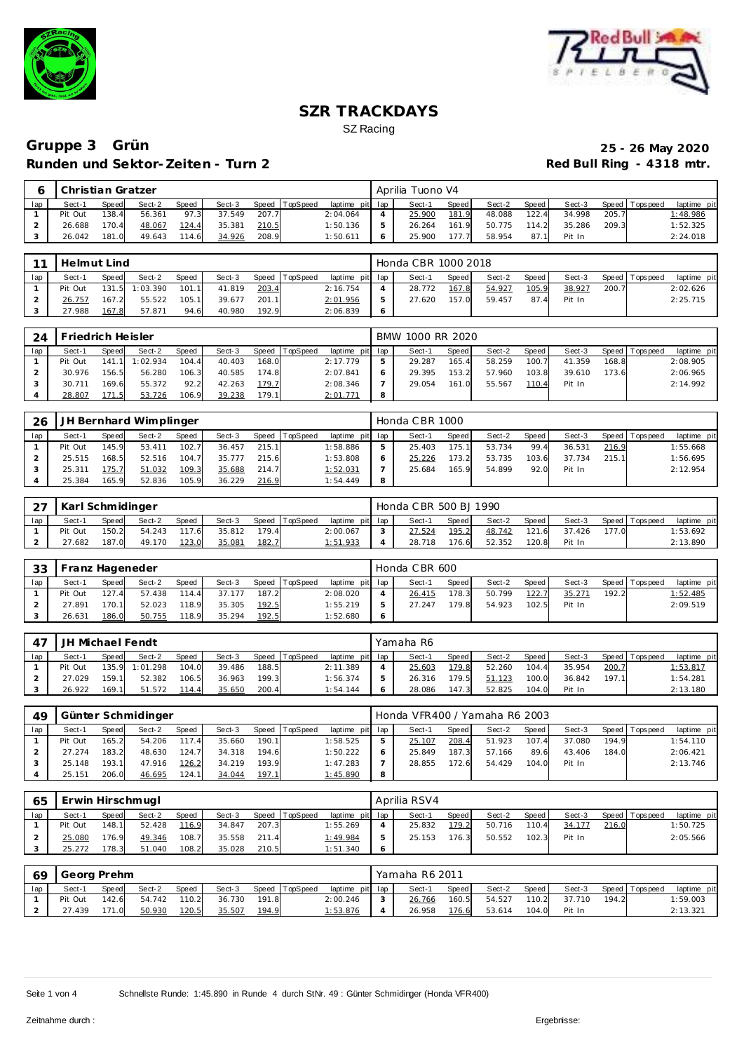# SZR TRACKDAYS

SZ Racing

## Gruppe 3 Grün

**25 - 26 May 2020**

**Runden und Sektor-Zeiten - Turn 2**

**Red Bull Ring - 4318 mtr.**

| 6 | Christian Gratzer | | | | | | | | Aprilia Tuono V4 | | | | | | | | |
|---|---|---|---|---|---|---|---|---|---|---|---|---|---|---|---|---|---|
| lap | Sect-1 | Speed | Sect-2 | Speed | Sect-3 | Speed | TopSpeed | laptime pit | lap | Sect-1 | Speed | Sect-2 | Speed | Sect-3 | Speed | Topspeed | laptime pit |
| 1 | Pit Out | 138.4 | 56.361 | 97.3 | 37.549 | 207.7 | | 2:04.064 | 4 | 25.900 | 181.9 | 48.088 | 122.4 | 34.998 | 205.7 | | 1:48.986 |
| 2 | 26.688 | 170.4 | 48.067 | 124.4 | 35.381 | 210.5 | | 1:50.136 | 5 | 26.264 | 161.9 | 50.775 | 114.2 | 35.286 | 209.3 | | 1:52.325 |
| 3 | 26.042 | 181.0 | 49.643 | 114.6 | 34.926 | 208.9 | | 1:50.611 | 6 | 25.900 | 177.7 | 58.954 | 87.1 | Pit In | | | 2:24.018 |

| 11 | Helmut Lind | | | | | | | | Honda CBR 1000 2018 | | | | | | | | |
|---|---|---|---|---|---|---|---|---|---|---|---|---|---|---|---|---|---|
| lap | Sect-1 | Speed | Sect-2 | Speed | Sect-3 | Speed | TopSpeed | laptime pit | lap | Sect-1 | Speed | Sect-2 | Speed | Sect-3 | Speed | Topspeed | laptime pit |
| 1 | Pit Out | 131.5 | 1:03.390 | 101.1 | 41.819 | 203.4 | | 2:16.754 | 4 | 28.772 | 167.8 | 54.927 | 105.9 | 38.927 | 200.7 | | 2:02.626 |
| 2 | 26.757 | 167.2 | 55.522 | 105.1 | 39.677 | 201.1 | | 2:01.956 | 5 | 27.620 | 157.0 | 59.457 | 87.4 | Pit In | | | 2:25.715 |
| 3 | 27.988 | 167.8 | 57.871 | 94.6 | 40.980 | 192.9 | | 2:06.839 | 6 | | | | | | | | |

| 24 | Friedrich Heisler | | | | | | | | BMW 1000 RR 2020 | | | | | | | | |
|---|---|---|---|---|---|---|---|---|---|---|---|---|---|---|---|---|---|
| lap | Sect-1 | Speed | Sect-2 | Speed | Sect-3 | Speed | TopSpeed | laptime pit | lap | Sect-1 | Speed | Sect-2 | Speed | Sect-3 | Speed | Topspeed | laptime pit |
| 1 | Pit Out | 141.1 | 1:02.934 | 104.4 | 40.403 | 168.0 | | 2:17.779 | 5 | 29.287 | 165.4 | 58.259 | 100.7 | 41.359 | 168.8 | | 2:08.905 |
| 2 | 30.976 | 156.5 | 56.280 | 106.3 | 40.585 | 174.8 | | 2:07.841 | 6 | 29.395 | 153.2 | 57.960 | 103.8 | 39.610 | 173.6 | | 2:06.965 |
| 3 | 30.711 | 169.6 | 55.372 | 92.2 | 42.263 | 179.7 | | 2:08.346 | 7 | 29.054 | 161.0 | 55.567 | 110.4 | Pit In | | | 2:14.992 |
| 4 | 28.807 | 171.5 | 53.726 | 106.9 | 39.238 | 179.1 | | 2:01.771 | 8 | | | | | | | | |

| 26 | JH Bernhard Wimplinger | | | | | | | | Honda CBR 1000 | | | | | | | | |
|---|---|---|---|---|---|---|---|---|---|---|---|---|---|---|---|---|---|
| lap | Sect-1 | Speed | Sect-2 | Speed | Sect-3 | Speed | TopSpeed | laptime pit | lap | Sect-1 | Speed | Sect-2 | Speed | Sect-3 | Speed | Topspeed | laptime pit |
| 1 | Pit Out | 145.9 | 53.411 | 102.7 | 36.457 | 215.1 | | 1:58.886 | 5 | 25.403 | 175.1 | 53.734 | 99.4 | 36.531 | 216.9 | | 1:55.668 |
| 2 | 25.515 | 168.5 | 52.516 | 104.7 | 35.777 | 215.6 | | 1:53.808 | 6 | 25.226 | 173.2 | 53.735 | 103.6 | 37.734 | 215.1 | | 1:56.695 |
| 3 | 25.311 | 175.7 | 51.032 | 109.3 | 35.688 | 214.7 | | 1:52.031 | 7 | 25.684 | 165.9 | 54.899 | 92.0 | Pit In | | | 2:12.954 |
| 4 | 25.384 | 165.9 | 52.836 | 105.9 | 36.229 | 216.9 | | 1:54.449 | 8 | | | | | | | | |

| 27 | Karl Schmidinger | | | | | | | | Honda CBR 500 BJ 1990 | | | | | | | | |
|---|---|---|---|---|---|---|---|---|---|---|---|---|---|---|---|---|---|
| lap | Sect-1 | Speed | Sect-2 | Speed | Sect-3 | Speed | TopSpeed | laptime pit | lap | Sect-1 | Speed | Sect-2 | Speed | Sect-3 | Speed | Topspeed | laptime pit |
| 1 | Pit Out | 150.2 | 54.243 | 117.6 | 35.812 | 179.4 | | 2:00.067 | 3 | 27.524 | 195.2 | 48.742 | 121.6 | 37.426 | 177.0 | | 1:53.692 |
| 2 | 27.682 | 187.0 | 49.170 | 123.0 | 35.081 | 182.7 | | 1:51.933 | 4 | 28.718 | 176.6 | 52.352 | 120.8 | Pit In | | | 2:13.890 |

| 33 | Franz Hageneder | | | | | | | | Honda CBR 600 | | | | | | | | |
|---|---|---|---|---|---|---|---|---|---|---|---|---|---|---|---|---|---|
| lap | Sect-1 | Speed | Sect-2 | Speed | Sect-3 | Speed | TopSpeed | laptime pit | lap | Sect-1 | Speed | Sect-2 | Speed | Sect-3 | Speed | Topspeed | laptime pit |
| 1 | Pit Out | 127.4 | 57.438 | 114.4 | 37.177 | 187.2 | | 2:08.020 | 4 | 26.415 | 178.3 | 50.799 | 122.7 | 35.271 | 192.2 | | 1:52.485 |
| 2 | 27.891 | 170.1 | 52.023 | 118.9 | 35.305 | 192.5 | | 1:55.219 | 5 | 27.247 | 179.8 | 54.923 | 102.5 | Pit In | | | 2:09.519 |
| 3 | 26.631 | 186.0 | 50.755 | 118.9 | 35.294 | 192.5 | | 1:52.680 | 6 | | | | | | | | |

| 47 | JH Michael Fendt | | | | | | | | Yamaha R6 | | | | | | | | |
|---|---|---|---|---|---|---|---|---|---|---|---|---|---|---|---|---|---|
| lap | Sect-1 | Speed | Sect-2 | Speed | Sect-3 | Speed | TopSpeed | laptime pit | lap | Sect-1 | Speed | Sect-2 | Speed | Sect-3 | Speed | Topspeed | laptime pit |
| 1 | Pit Out | 135.9 | 1:01.298 | 104.0 | 39.486 | 188.5 | | 2:11.389 | 4 | 25.603 | 179.8 | 52.260 | 104.4 | 35.954 | 200.7 | | 1:53.817 |
| 2 | 27.029 | 159.1 | 52.382 | 106.5 | 36.963 | 199.3 | | 1:56.374 | 5 | 26.316 | 179.5 | 51.123 | 100.0 | 36.842 | 197.1 | | 1:54.281 |
| 3 | 26.922 | 169.1 | 51.572 | 114.4 | 35.650 | 200.4 | | 1:54.144 | 6 | 28.086 | 147.3 | 52.825 | 104.0 | Pit In | | | 2:13.180 |

| 49 | Günter Schmidinger | | | | | | | | Honda VFR400 / Yamaha R6 2003 | | | | | | | | |
|---|---|---|---|---|---|---|---|---|---|---|---|---|---|---|---|---|---|
| lap | Sect-1 | Speed | Sect-2 | Speed | Sect-3 | Speed | TopSpeed | laptime pit | lap | Sect-1 | Speed | Sect-2 | Speed | Sect-3 | Speed | Topspeed | laptime pit |
| 1 | Pit Out | 165.2 | 54.206 | 117.4 | 35.660 | 190.1 | | 1:58.525 | 5 | 25.107 | 208.4 | 51.923 | 107.4 | 37.080 | 194.9 | | 1:54.110 |
| 2 | 27.274 | 183.2 | 48.630 | 124.7 | 34.318 | 194.6 | | 1:50.222 | 6 | 25.849 | 187.3 | 57.166 | 89.6 | 43.406 | 184.0 | | 2:06.421 |
| 3 | 25.148 | 193.1 | 47.916 | 126.2 | 34.219 | 193.9 | | 1:47.283 | 7 | 28.855 | 172.6 | 54.429 | 104.0 | Pit In | | | 2:13.746 |
| 4 | 25.151 | 206.0 | 46.695 | 124.1 | 34.044 | 197.1 | | 1:45.890 | 8 | | | | | | | | |

| 65 | Erwin Hirschmugl | | | | | | | | Aprilia RSV4 | | | | | | | | |
|---|---|---|---|---|---|---|---|---|---|---|---|---|---|---|---|---|---|
| lap | Sect-1 | Speed | Sect-2 | Speed | Sect-3 | Speed | TopSpeed | laptime pit | lap | Sect-1 | Speed | Sect-2 | Speed | Sect-3 | Speed | Topspeed | laptime pit |
| 1 | Pit Out | 148.1 | 52.428 | 116.9 | 34.847 | 207.3 | | 1:55.269 | 4 | 25.832 | 179.2 | 50.716 | 110.4 | 34.177 | 216.0 | | 1:50.725 |
| 2 | 25.080 | 176.9 | 49.346 | 108.7 | 35.558 | 211.4 | | 1:49.984 | 5 | 25.153 | 176.3 | 50.552 | 102.3 | Pit In | | | 2:05.566 |
| 3 | 25.272 | 178.3 | 51.040 | 108.2 | 35.028 | 210.5 | | 1:51.340 | 6 | | | | | | | | |

| 69 | Georg Prehm | | | | | | | | Yamaha R6 2011 | | | | | | | | |
|---|---|---|---|---|---|---|---|---|---|---|---|---|---|---|---|---|---|
| lap | Sect-1 | Speed | Sect-2 | Speed | Sect-3 | Speed | TopSpeed | laptime pit | lap | Sect-1 | Speed | Sect-2 | Speed | Sect-3 | Speed | Topspeed | laptime pit |
| 1 | Pit Out | 142.6 | 54.742 | 110.2 | 36.730 | 191.8 | | 2:00.246 | 3 | 26.766 | 160.5 | 54.527 | 110.2 | 37.710 | 194.2 | | 1:59.003 |
| 2 | 27.439 | 171.0 | 50.930 | 120.5 | 35.507 | 194.9 | | 1:53.876 | 4 | 26.958 | 176.6 | 53.614 | 104.0 | Pit In | | | 2:13.321 |

Schnellste Runde: 1:45.890 in Runde 4 durch StNr. 49 : Günter Schmidinger (Honda VFR400)

Zeitnahme durch :

Ergebnisse: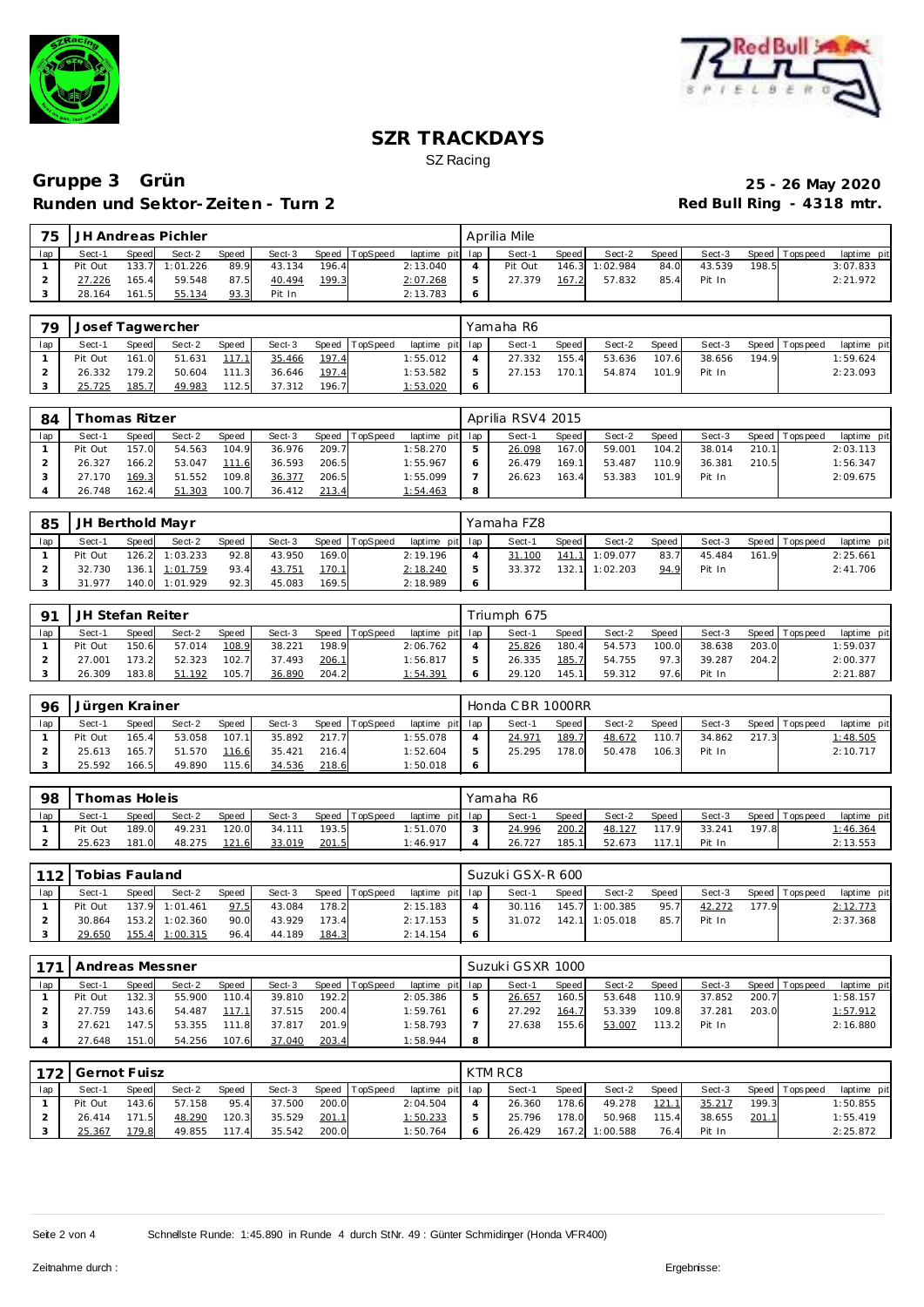# SZR TRACKDAYS

SZ Racing

## Gruppe 3 Grün

**25 - 26 May 2020**

**Runden und Sektor-Zeiten - Turn 2**

**Red Bull Ring - 4318 mtr.**

| 75 | JH Andreas Pichler | | | | | | | | Aprilia Mile | | | | | | | | |
|---|---|---|---|---|---|---|---|---|---|---|---|---|---|---|---|---|---|
| lap | Sect-1 | Speed | Sect-2 | Speed | Sect-3 | Speed | TopSpeed | laptime pit | lap | Sect-1 | Speed | Sect-2 | Speed | Sect-3 | Speed | Topspeed | laptime pit |
| 1 | Pit Out | 133.7 | 1:01.226 | 89.9 | 43.134 | 196.4 | | 2:13.040 | 4 | Pit Out | 146.3 | 1:02.984 | 84.0 | 43.539 | 198.5 | | 3:07.833 |
| 2 | 27.226 | 165.4 | 59.548 | 87.5 | 40.494 | 199.3 | | 2:07.268 | 5 | 27.379 | 167.2 | 57.832 | 85.4 | Pit In | | | 2:21.972 |
| 3 | 28.164 | 161.5 | 55.134 | 93.3 | Pit In | | | 2:13.783 | 6 | | | | | | | | |

| 79 | Josef Tagwercher | | | | | | | | Yamaha R6 | | | | | | | | |
|---|---|---|---|---|---|---|---|---|---|---|---|---|---|---|---|---|---|
| lap | Sect-1 | Speed | Sect-2 | Speed | Sect-3 | Speed | TopSpeed | laptime pit | lap | Sect-1 | Speed | Sect-2 | Speed | Sect-3 | Speed | Topspeed | laptime pit |
| 1 | Pit Out | 161.0 | 51.631 | 117.1 | 35.466 | 197.4 | | 1:55.012 | 4 | 27.332 | 155.4 | 53.636 | 107.6 | 38.656 | 194.9 | | 1:59.624 |
| 2 | 26.332 | 179.2 | 50.604 | 111.3 | 36.646 | 197.4 | | 1:53.582 | 5 | 27.153 | 170.1 | 54.874 | 101.9 | Pit In | | | 2:23.093 |
| 3 | 25.725 | 185.7 | 49.983 | 112.5 | 37.312 | 196.7 | | 1:53.020 | 6 | | | | | | | | |

| 84 | Thomas Ritzer | | | | | | | | Aprilia RSV4 2015 | | | | | | | | |
|---|---|---|---|---|---|---|---|---|---|---|---|---|---|---|---|---|---|
| lap | Sect-1 | Speed | Sect-2 | Speed | Sect-3 | Speed | TopSpeed | laptime pit | lap | Sect-1 | Speed | Sect-2 | Speed | Sect-3 | Speed | Topspeed | laptime pit |
| 1 | Pit Out | 157.0 | 54.563 | 104.9 | 36.976 | 209.7 | | 1:58.270 | 5 | 26.098 | 167.0 | 59.001 | 104.2 | 38.014 | 210.1 | | 2:03.113 |
| 2 | 26.327 | 166.2 | 53.047 | 111.6 | 36.593 | 206.5 | | 1:55.967 | 6 | 26.479 | 169.1 | 53.487 | 110.9 | 36.381 | 210.5 | | 1:56.347 |
| 3 | 27.170 | 169.3 | 51.552 | 109.8 | 36.377 | 206.5 | | 1:55.099 | 7 | 26.623 | 163.4 | 53.383 | 101.9 | Pit In | | | 2:09.675 |
| 4 | 26.748 | 162.4 | 51.303 | 100.7 | 36.412 | 213.4 | | 1:54.463 | 8 | | | | | | | | |

| 85 | JH Berthold Mayr | | | | | | | | Yamaha FZ8 | | | | | | | | |
|---|---|---|---|---|---|---|---|---|---|---|---|---|---|---|---|---|---|
| lap | Sect-1 | Speed | Sect-2 | Speed | Sect-3 | Speed | TopSpeed | laptime pit | lap | Sect-1 | Speed | Sect-2 | Speed | Sect-3 | Speed | Topspeed | laptime pit |
| 1 | Pit Out | 126.2 | 1:03.233 | 92.8 | 43.950 | 169.0 | | 2:19.196 | 4 | 31.100 | 141.1 | 1:09.077 | 83.7 | 45.484 | 161.9 | | 2:25.661 |
| 2 | 32.730 | 136.1 | 1:01.759 | 93.4 | 43.751 | 170.1 | | 2:18.240 | 5 | 33.372 | 132.1 | 1:02.203 | 94.9 | Pit In | | | 2:41.706 |
| 3 | 31.977 | 140.0 | 1:01.929 | 92.3 | 45.083 | 169.5 | | 2:18.989 | 6 | | | | | | | | |

| 91 | JH Stefan Reiter | | | | | | | | Triumph 675 | | | | | | | | |
|---|---|---|---|---|---|---|---|---|---|---|---|---|---|---|---|---|---|
| lap | Sect-1 | Speed | Sect-2 | Speed | Sect-3 | Speed | TopSpeed | laptime pit | lap | Sect-1 | Speed | Sect-2 | Speed | Sect-3 | Speed | Topspeed | laptime pit |
| 1 | Pit Out | 150.6 | 57.014 | 108.9 | 38.221 | 198.9 | | 2:06.762 | 4 | 25.826 | 180.4 | 54.573 | 100.0 | 38.638 | 203.0 | | 1:59.037 |
| 2 | 27.001 | 173.2 | 52.323 | 102.7 | 37.493 | 206.1 | | 1:56.817 | 5 | 26.335 | 185.7 | 54.755 | 97.3 | 39.287 | 204.2 | | 2:00.377 |
| 3 | 26.309 | 183.8 | 51.192 | 105.7 | 36.890 | 204.2 | | 1:54.391 | 6 | 29.120 | 145.1 | 59.312 | 97.6 | Pit In | | | 2:21.887 |

| 96 | Jürgen Krainer | | | | | | | | Honda CBR 1000RR | | | | | | | | |
|---|---|---|---|---|---|---|---|---|---|---|---|---|---|---|---|---|---|
| lap | Sect-1 | Speed | Sect-2 | Speed | Sect-3 | Speed | TopSpeed | laptime pit | lap | Sect-1 | Speed | Sect-2 | Speed | Sect-3 | Speed | Topspeed | laptime pit |
| 1 | Pit Out | 165.4 | 53.058 | 107.1 | 35.892 | 217.7 | | 1:55.078 | 4 | 24.971 | 189.7 | 48.672 | 110.7 | 34.862 | 217.3 | | 1:48.505 |
| 2 | 25.613 | 165.7 | 51.570 | 116.6 | 35.421 | 216.4 | | 1:52.604 | 5 | 25.295 | 178.0 | 50.478 | 106.3 | Pit In | | | 2:10.717 |
| 3 | 25.592 | 166.5 | 49.890 | 115.6 | 34.536 | 218.6 | | 1:50.018 | 6 | | | | | | | | |

| 98 | Thomas Holeis | | | | | | | | Yamaha R6 | | | | | | | | |
|---|---|---|---|---|---|---|---|---|---|---|---|---|---|---|---|---|---|
| lap | Sect-1 | Speed | Sect-2 | Speed | Sect-3 | Speed | TopSpeed | laptime pit | lap | Sect-1 | Speed | Sect-2 | Speed | Sect-3 | Speed | Topspeed | laptime pit |
| 1 | Pit Out | 189.0 | 49.231 | 120.0 | 34.111 | 193.5 | | 1:51.070 | 3 | 24.996 | 200.2 | 48.127 | 117.9 | 33.241 | 197.8 | | 1:46.364 |
| 2 | 25.623 | 181.0 | 48.275 | 121.6 | 33.019 | 201.5 | | 1:46.917 | 4 | 26.727 | 185.1 | 52.673 | 117.1 | Pit In | | | 2:13.553 |

| 112 | Tobias Fauland | | | | | | | | Suzuki GSX-R 600 | | | | | | | | |
|---|---|---|---|---|---|---|---|---|---|---|---|---|---|---|---|---|---|
| lap | Sect-1 | Speed | Sect-2 | Speed | Sect-3 | Speed | TopSpeed | laptime pit | lap | Sect-1 | Speed | Sect-2 | Speed | Sect-3 | Speed | Topspeed | laptime pit |
| 1 | Pit Out | 137.9 | 1:01.461 | 97.5 | 43.084 | 178.2 | | 2:15.183 | 4 | 30.116 | 145.7 | 1:00.385 | 95.7 | 42.272 | 177.9 | | 2:12.773 |
| 2 | 30.864 | 153.2 | 1:02.360 | 90.0 | 43.929 | 173.4 | | 2:17.153 | 5 | 31.072 | 142.1 | 1:05.018 | 85.7 | Pit In | | | 2:37.368 |
| 3 | 29.650 | 155.4 | 1:00.315 | 96.4 | 44.189 | 184.3 | | 2:14.154 | 6 | | | | | | | | |

| 171 | Andreas Messner | | | | | | | | Suzuki GSXR 1000 | | | | | | | | |
|---|---|---|---|---|---|---|---|---|---|---|---|---|---|---|---|---|---|
| lap | Sect-1 | Speed | Sect-2 | Speed | Sect-3 | Speed | TopSpeed | laptime pit | lap | Sect-1 | Speed | Sect-2 | Speed | Sect-3 | Speed | Topspeed | laptime pit |
| 1 | Pit Out | 132.3 | 55.900 | 110.4 | 39.810 | 192.2 | | 2:05.386 | 5 | 26.657 | 160.5 | 53.648 | 110.9 | 37.852 | 200.7 | | 1:58.157 |
| 2 | 27.759 | 143.6 | 54.487 | 117.1 | 37.515 | 200.4 | | 1:59.761 | 6 | 27.292 | 164.7 | 53.339 | 109.8 | 37.281 | 203.0 | | 1:57.912 |
| 3 | 27.621 | 147.5 | 53.355 | 111.8 | 37.817 | 201.9 | | 1:58.793 | 7 | 27.638 | 155.6 | 53.007 | 113.2 | Pit In | | | 2:16.880 |
| 4 | 27.648 | 151.0 | 54.256 | 107.6 | 37.040 | 203.4 | | 1:58.944 | 8 | | | | | | | | |

| 172 | Gernot Fuisz | | | | | | | | KTM RC8 | | | | | | | | |
|---|---|---|---|---|---|---|---|---|---|---|---|---|---|---|---|---|---|
| lap | Sect-1 | Speed | Sect-2 | Speed | Sect-3 | Speed | TopSpeed | laptime pit | lap | Sect-1 | Speed | Sect-2 | Speed | Sect-3 | Speed | Topspeed | laptime pit |
| 1 | Pit Out | 143.6 | 57.158 | 95.4 | 37.500 | 200.0 | | 2:04.504 | 4 | 26.360 | 178.6 | 49.278 | 121.1 | 35.217 | 199.3 | | 1:50.855 |
| 2 | 26.414 | 171.5 | 48.290 | 120.3 | 35.529 | 201.1 | | 1:50.233 | 5 | 25.796 | 178.0 | 50.968 | 115.4 | 38.655 | 201.1 | | 1:55.419 |
| 3 | 25.367 | 179.8 | 49.855 | 117.4 | 35.542 | 200.0 | | 1:50.764 | 6 | 26.429 | 167.2 | 1:00.588 | 76.4 | Pit In | | | 2:25.872 |

Schnellste Runde: 1:45.890 in Runde 4 durch StNr. 49 : Günter Schmidinger (Honda VFR400)

Zeitnahme durch :

Ergebnisse: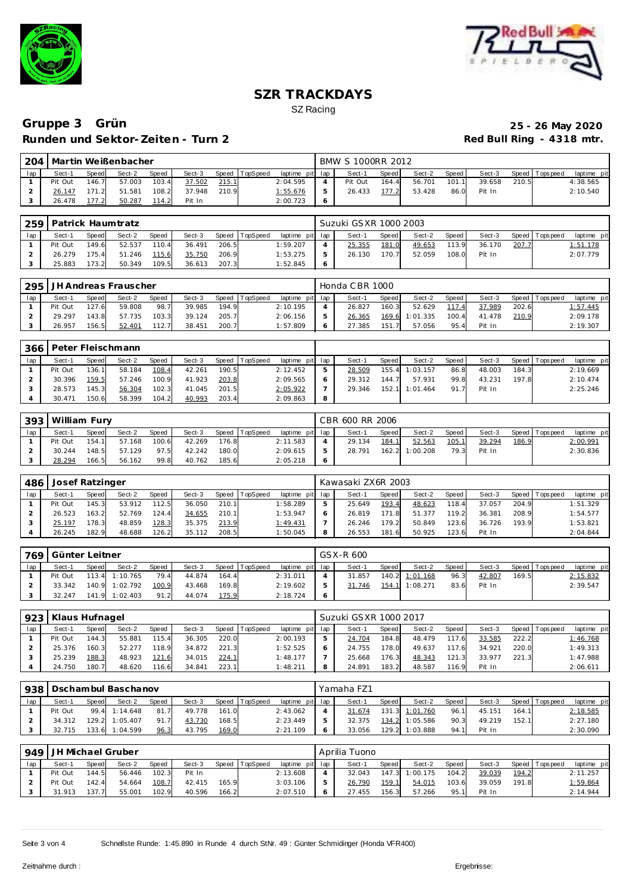# SZR TRACKDAYS

SZ Racing

## Gruppe 3 Grün

**25 - 26 May 2020**

**Runden und Sektor-Zeiten - Turn 2**

**Red Bull Ring - 4318 mtr.**

### 204 Martin Weißenbacher — BMW S 1000RR 2012

| lap | Sect-1 | Speed | Sect-2 | Speed | Sect-3 | Speed | TopSpeed | laptime pit | lap | Sect-1 | Speed | Sect-2 | Speed | Sect-3 | Speed | Topspeed | laptime pit |
|---|---|---|---|---|---|---|---|---|---|---|---|---|---|---|---|---|---|
| 1 | Pit Out | 146.7 | 57.003 | 103.4 | 37.502 | 215.1 | | 2:04.595 | 4 | Pit Out | 164.4 | 56.701 | 101.1 | 39.658 | 210.5 | | 4:38.565 |
| 2 | 26.147 | 171.2 | 51.581 | 108.2 | 37.948 | 210.9 | | 1:55.676 | 5 | 26.433 | 177.2 | 53.428 | 86.0 | Pit In | | | 2:10.540 |
| 3 | 26.478 | 177.2 | 50.287 | 114.2 | Pit In | | | 2:00.723 | 6 | | | | | | | | |

### 259 Patrick Haumtratz — Suzuki GSXR 1000 2003

| lap | Sect-1 | Speed | Sect-2 | Speed | Sect-3 | Speed | TopSpeed | laptime pit | lap | Sect-1 | Speed | Sect-2 | Speed | Sect-3 | Speed | Topspeed | laptime pit |
|---|---|---|---|---|---|---|---|---|---|---|---|---|---|---|---|---|---|
| 1 | Pit Out | 149.6 | 52.537 | 110.4 | 36.491 | 206.5 | | 1:59.207 | 4 | 25.355 | 181.0 | 49.653 | 113.9 | 36.170 | 207.7 | | 1:51.178 |
| 2 | 26.279 | 175.4 | 51.246 | 115.6 | 35.750 | 206.9 | | 1:53.275 | 5 | 26.130 | 170.7 | 52.059 | 108.0 | Pit In | | | 2:07.779 |
| 3 | 25.883 | 173.2 | 50.349 | 109.5 | 36.613 | 207.3 | | 1:52.845 | 6 | | | | | | | | |

### 295 JH Andreas Frauscher — Honda CBR 1000

| lap | Sect-1 | Speed | Sect-2 | Speed | Sect-3 | Speed | TopSpeed | laptime pit | lap | Sect-1 | Speed | Sect-2 | Speed | Sect-3 | Speed | Topspeed | laptime pit |
|---|---|---|---|---|---|---|---|---|---|---|---|---|---|---|---|---|---|
| 1 | Pit Out | 127.6 | 59.808 | 98.7 | 39.985 | 194.9 | | 2:10.195 | 4 | 26.827 | 160.3 | 52.629 | 117.4 | 37.989 | 202.6 | | 1:57.445 |
| 2 | 29.297 | 143.8 | 57.735 | 103.3 | 39.124 | 205.7 | | 2:06.156 | 5 | 26.365 | 169.6 | 1:01.335 | 100.4 | 41.478 | 210.9 | | 2:09.178 |
| 3 | 26.957 | 156.5 | 52.401 | 112.7 | 38.451 | 200.7 | | 1:57.809 | 6 | 27.385 | 151.7 | 57.056 | 95.4 | Pit In | | | 2:19.307 |

### 366 Peter Fleischmann

| lap | Sect-1 | Speed | Sect-2 | Speed | Sect-3 | Speed | TopSpeed | laptime pit | lap | Sect-1 | Speed | Sect-2 | Speed | Sect-3 | Speed | Topspeed | laptime pit |
|---|---|---|---|---|---|---|---|---|---|---|---|---|---|---|---|---|---|
| 1 | Pit Out | 136.1 | 58.184 | 108.4 | 42.261 | 190.5 | | 2:12.452 | 5 | 28.509 | 155.4 | 1:03.157 | 86.8 | 48.003 | 184.3 | | 2:19.669 |
| 2 | 30.396 | 159.5 | 57.246 | 100.9 | 41.923 | 203.8 | | 2:09.565 | 6 | 29.312 | 144.7 | 57.931 | 99.8 | 43.231 | 197.8 | | 2:10.474 |
| 3 | 28.573 | 145.3 | 56.304 | 102.3 | 41.045 | 201.5 | | 2:05.922 | 7 | 29.346 | 152.1 | 1:01.464 | 91.7 | Pit In | | | 2:25.246 |
| 4 | 30.471 | 150.6 | 58.399 | 104.2 | 40.993 | 203.4 | | 2:09.863 | 8 | | | | | | | | |

### 393 William Fury — CBR 600 RR 2006

| lap | Sect-1 | Speed | Sect-2 | Speed | Sect-3 | Speed | TopSpeed | laptime pit | lap | Sect-1 | Speed | Sect-2 | Speed | Sect-3 | Speed | Topspeed | laptime pit |
|---|---|---|---|---|---|---|---|---|---|---|---|---|---|---|---|---|---|
| 1 | Pit Out | 154.1 | 57.168 | 100.6 | 42.269 | 176.8 | | 2:11.583 | 4 | 29.134 | 184.1 | 52.563 | 105.1 | 39.294 | 186.9 | | 2:00.991 |
| 2 | 30.244 | 148.5 | 57.129 | 97.5 | 42.242 | 180.0 | | 2:09.615 | 5 | 28.791 | 162.2 | 1:00.208 | 79.3 | Pit In | | | 2:30.836 |
| 3 | 28.294 | 166.5 | 56.162 | 99.8 | 40.762 | 185.6 | | 2:05.218 | 6 | | | | | | | | |

### 486 Josef Ratzinger — Kawasaki ZX6R 2003

| lap | Sect-1 | Speed | Sect-2 | Speed | Sect-3 | Speed | TopSpeed | laptime pit | lap | Sect-1 | Speed | Sect-2 | Speed | Sect-3 | Speed | Topspeed | laptime pit |
|---|---|---|---|---|---|---|---|---|---|---|---|---|---|---|---|---|---|
| 1 | Pit Out | 145.3 | 53.912 | 112.5 | 36.050 | 210.1 | | 1:58.289 | 5 | 25.649 | 193.4 | 48.623 | 118.4 | 37.057 | 204.9 | | 1:51.329 |
| 2 | 26.523 | 163.2 | 52.769 | 124.4 | 34.655 | 210.1 | | 1:53.947 | 6 | 26.819 | 171.8 | 51.377 | 119.2 | 36.381 | 208.9 | | 1:54.577 |
| 3 | 25.197 | 178.3 | 48.859 | 128.3 | 35.375 | 213.9 | | 1:49.431 | 7 | 26.246 | 179.2 | 50.849 | 123.6 | 36.726 | 193.9 | | 1:53.821 |
| 4 | 26.245 | 182.9 | 48.688 | 126.2 | 35.112 | 208.5 | | 1:50.045 | 8 | 26.553 | 181.6 | 50.925 | 123.6 | Pit In | | | 2:04.844 |

### 769 Günter Leitner — GSX-R 600

| lap | Sect-1 | Speed | Sect-2 | Speed | Sect-3 | Speed | TopSpeed | laptime pit | lap | Sect-1 | Speed | Sect-2 | Speed | Sect-3 | Speed | Topspeed | laptime pit |
|---|---|---|---|---|---|---|---|---|---|---|---|---|---|---|---|---|---|
| 1 | Pit Out | 113.4 | 1:10.765 | 79.4 | 44.874 | 164.4 | | 2:31.011 | 4 | 31.857 | 140.2 | 1:01.168 | 96.3 | 42.807 | 169.5 | | 2:15.832 |
| 2 | 33.342 | 140.9 | 1:02.792 | 100.9 | 43.468 | 169.8 | | 2:19.602 | 5 | 31.746 | 154.1 | 1:08.271 | 83.6 | Pit In | | | 2:39.547 |
| 3 | 32.247 | 141.9 | 1:02.403 | 91.2 | 44.074 | 175.9 | | 2:18.724 | 6 | | | | | | | | |

### 923 Klaus Hufnagel — Suzuki GSXR 1000 2017

| lap | Sect-1 | Speed | Sect-2 | Speed | Sect-3 | Speed | TopSpeed | laptime pit | lap | Sect-1 | Speed | Sect-2 | Speed | Sect-3 | Speed | Topspeed | laptime pit |
|---|---|---|---|---|---|---|---|---|---|---|---|---|---|---|---|---|---|
| 1 | Pit Out | 144.3 | 55.881 | 115.4 | 36.305 | 220.0 | | 2:00.193 | 5 | 24.704 | 184.8 | 48.479 | 117.6 | 33.585 | 222.2 | | 1:46.768 |
| 2 | 25.376 | 160.3 | 52.277 | 118.9 | 34.872 | 221.3 | | 1:52.525 | 6 | 24.755 | 178.0 | 49.637 | 117.6 | 34.921 | 220.0 | | 1:49.313 |
| 3 | 25.239 | 188.3 | 48.923 | 121.6 | 34.015 | 224.1 | | 1:48.177 | 7 | 25.668 | 176.3 | 48.343 | 121.3 | 33.977 | 221.3 | | 1:47.988 |
| 4 | 24.750 | 180.7 | 48.620 | 116.6 | 34.841 | 223.1 | | 1:48.211 | 8 | 24.891 | 183.2 | 48.587 | 116.9 | Pit In | | | 2:06.611 |

### 938 Dschambul Baschanov — Yamaha FZ1

| lap | Sect-1 | Speed | Sect-2 | Speed | Sect-3 | Speed | TopSpeed | laptime pit | lap | Sect-1 | Speed | Sect-2 | Speed | Sect-3 | Speed | Topspeed | laptime pit |
|---|---|---|---|---|---|---|---|---|---|---|---|---|---|---|---|---|---|
| 1 | Pit Out | 99.4 | 1:14.648 | 81.7 | 49.778 | 161.0 | | 2:43.062 | 4 | 31.674 | 131.3 | 1:01.760 | 96.1 | 45.151 | 164.1 | | 2:18.585 |
| 2 | 34.312 | 129.2 | 1:05.407 | 91.7 | 43.730 | 168.5 | | 2:23.449 | 5 | 32.375 | 134.2 | 1:05.586 | 90.3 | 49.219 | 152.1 | | 2:27.180 |
| 3 | 32.715 | 133.6 | 1:04.599 | 96.3 | 43.795 | 169.0 | | 2:21.109 | 6 | 33.056 | 129.2 | 1:03.888 | 94.1 | Pit In | | | 2:30.090 |

### 949 JH Michael Gruber — Aprilia Tuono

| lap | Sect-1 | Speed | Sect-2 | Speed | Sect-3 | Speed | TopSpeed | laptime pit | lap | Sect-1 | Speed | Sect-2 | Speed | Sect-3 | Speed | Topspeed | laptime pit |
|---|---|---|---|---|---|---|---|---|---|---|---|---|---|---|---|---|---|
| 1 | Pit Out | 144.5 | 56.446 | 102.3 | Pit In | | | 2:13.608 | 4 | 32.043 | 147.3 | 1:00.175 | 104.2 | 39.039 | 194.2 | | 2:11.257 |
| 2 | Pit Out | 142.4 | 54.664 | 108.7 | 42.415 | 165.9 | | 3:03.106 | 5 | 26.790 | 159.1 | 54.015 | 103.6 | 39.059 | 191.8 | | 1:59.864 |
| 3 | 31.913 | 137.7 | 55.001 | 102.9 | 40.596 | 166.2 | | 2:07.510 | 6 | 27.455 | 156.3 | 57.266 | 95.1 | Pit In | | | 2:14.944 |

Schnellste Runde: 1:45.890 in Runde 4 durch StNr. 49 : Günter Schmidinger (Honda VFR400)

Zeitnahme durch :

Ergebnisse: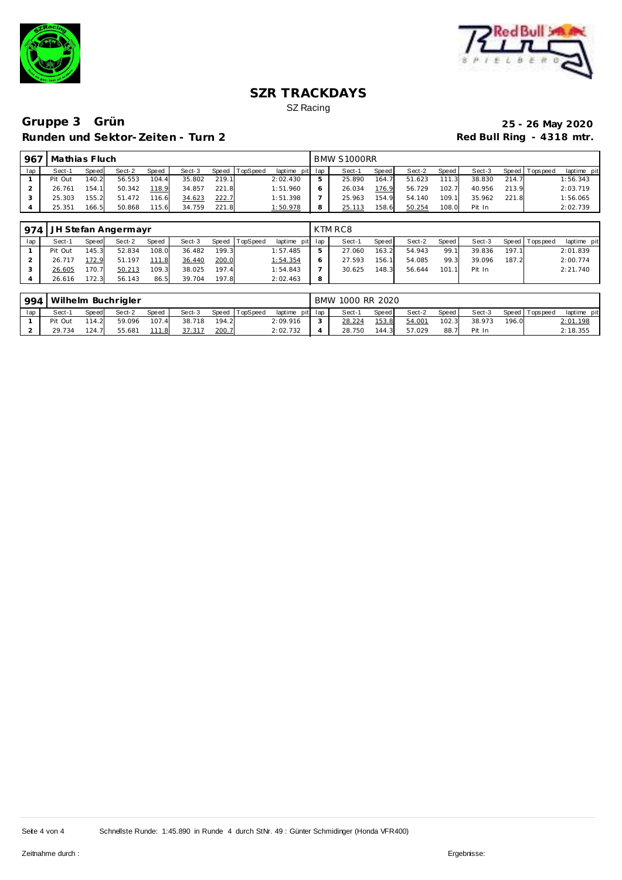# SZR TRACKDAYS

SZ Racing

## Gruppe 3 Grün

**25 - 26 May 2020**

**Runden und Sektor-Zeiten - Turn 2**

**Red Bull Ring - 4318 mtr.**

| 967 | Mathias Fluch | | | | | | | | BMW S1000RR | | | | | | | | |
|---|---|---|---|---|---|---|---|---|---|---|---|---|---|---|---|---|---|
| lap | Sect-1 | Speed | Sect-2 | Speed | Sect-3 | Speed | TopSpeed | laptime pit | lap | Sect-1 | Speed | Sect-2 | Speed | Sect-3 | Speed | Topspeed | laptime pit |
| 1 | Pit Out | 140.2 | 56.553 | 104.4 | 35.802 | 219.1 | | 2:02.430 | 5 | 25.890 | 164.7 | 51.623 | 111.3 | 38.830 | 214.7 | | 1:56.343 |
| 2 | 26.761 | 154.1 | 50.342 | 118.9 | 34.857 | 221.8 | | 1:51.960 | 6 | 26.034 | 176.9 | 56.729 | 102.7 | 40.956 | 213.9 | | 2:03.719 |
| 3 | 25.303 | 155.2 | 51.472 | 116.6 | 34.623 | 222.7 | | 1:51.398 | 7 | 25.963 | 154.9 | 54.140 | 109.1 | 35.962 | 221.8 | | 1:56.065 |
| 4 | 25.351 | 166.5 | 50.868 | 115.6 | 34.759 | 221.8 | | 1:50.978 | 8 | 25.113 | 158.6 | 50.254 | 108.0 | Pit In | | | 2:02.739 |

| 974 | JH Stefan Angermayr | | | | | | | | KTM RC8 | | | | | | | | |
|---|---|---|---|---|---|---|---|---|---|---|---|---|---|---|---|---|---|
| lap | Sect-1 | Speed | Sect-2 | Speed | Sect-3 | Speed | TopSpeed | laptime pit | lap | Sect-1 | Speed | Sect-2 | Speed | Sect-3 | Speed | Topspeed | laptime pit |
| 1 | Pit Out | 145.3 | 52.834 | 108.0 | 36.482 | 199.3 | | 1:57.485 | 5 | 27.060 | 163.2 | 54.943 | 99.1 | 39.836 | 197.1 | | 2:01.839 |
| 2 | 26.717 | 172.9 | 51.197 | 111.8 | 36.440 | 200.0 | | 1:54.354 | 6 | 27.593 | 156.1 | 54.085 | 99.3 | 39.096 | 187.2 | | 2:00.774 |
| 3 | 26.605 | 170.7 | 50.213 | 109.3 | 38.025 | 197.4 | | 1:54.843 | 7 | 30.625 | 148.3 | 56.644 | 101.1 | Pit In | | | 2:21.740 |
| 4 | 26.616 | 172.3 | 56.143 | 86.5 | 39.704 | 197.8 | | 2:02.463 | 8 | | | | | | | | |

| 994 | Wilhelm Buchrigler | | | | | | | | BMW 1000 RR 2020 | | | | | | | | |
|---|---|---|---|---|---|---|---|---|---|---|---|---|---|---|---|---|---|
| lap | Sect-1 | Speed | Sect-2 | Speed | Sect-3 | Speed | TopSpeed | laptime pit | lap | Sect-1 | Speed | Sect-2 | Speed | Sect-3 | Speed | Topspeed | laptime pit |
| 1 | Pit Out | 114.2 | 59.096 | 107.4 | 38.718 | 194.2 | | 2:09.916 | 3 | 28.224 | 153.8 | 54.001 | 102.3 | 38.973 | 196.0 | | 2:01.198 |
| 2 | 29.734 | 124.7 | 55.681 | 111.8 | 37.317 | 200.7 | | 2:02.732 | 4 | 28.750 | 144.3 | 57.029 | 88.7 | Pit In | | | 2:18.355 |

Schnellste Runde: 1:45.890 in Runde 4 durch StNr. 49 : Günter Schmidinger (Honda VFR400)

Zeitnahme durch :

Ergebnisse: